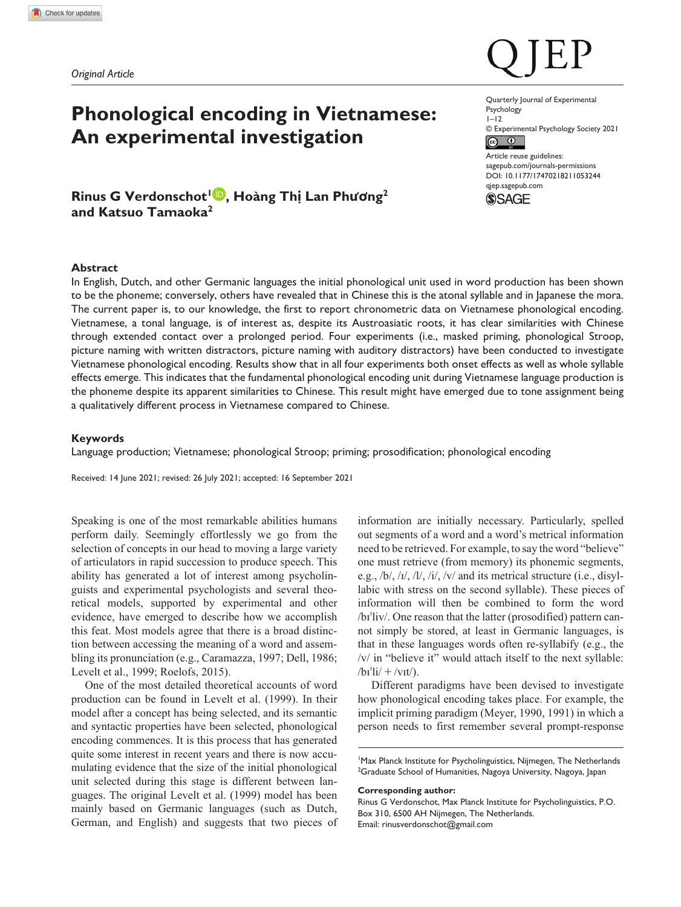Original Article

# Phonological encoding in Vietnamese: An experimental investigation

**Rinus G Verdonschot[1], Hoàng Thị Lan Phương[2] and Katsuo Tamaoka[2]**

Quarterly Journal of Experimental Psychology
1–12
© Experimental Psychology Society 2021
Article reuse guidelines: sagepub.com/journals-permissions
DOI: 10.1177/17470218211053244
qjep.sagepub.com

## Abstract

In English, Dutch, and other Germanic languages the initial phonological unit used in word production has been shown to be the phoneme; conversely, others have revealed that in Chinese this is the atonal syllable and in Japanese the mora. The current paper is, to our knowledge, the first to report chronometric data on Vietnamese phonological encoding. Vietnamese, a tonal language, is of interest as, despite its Austroasiatic roots, it has clear similarities with Chinese through extended contact over a prolonged period. Four experiments (i.e., masked priming, phonological Stroop, picture naming with written distractors, picture naming with auditory distractors) have been conducted to investigate Vietnamese phonological encoding. Results show that in all four experiments both onset effects as well as whole syllable effects emerge. This indicates that the fundamental phonological encoding unit during Vietnamese language production is the phoneme despite its apparent similarities to Chinese. This result might have emerged due to tone assignment being a qualitatively different process in Vietnamese compared to Chinese.

### Keywords

Language production; Vietnamese; phonological Stroop; priming; prosodification; phonological encoding

Received: 14 June 2021; revised: 26 July 2021; accepted: 16 September 2021

Speaking is one of the most remarkable abilities humans perform daily. Seemingly effortlessly we go from the selection of concepts in our head to moving a large variety of articulators in rapid succession to produce speech. This ability has generated a lot of interest among psycholinguists and experimental psychologists and several theoretical models, supported by experimental and other evidence, have emerged to describe how we accomplish this feat. Most models agree that there is a broad distinction between accessing the meaning of a word and assembling its pronunciation (e.g., Caramazza, 1997; Dell, 1986; Levelt et al., 1999; Roelofs, 2015).

One of the most detailed theoretical accounts of word production can be found in Levelt et al. (1999). In their model after a concept has being selected, and its semantic and syntactic properties have been selected, phonological encoding commences. It is this process that has generated quite some interest in recent years and there is now accumulating evidence that the size of the initial phonological unit selected during this stage is different between languages. The original Levelt et al. (1999) model has been mainly based on Germanic languages (such as Dutch, German, and English) and suggests that two pieces of information are initially necessary. Particularly, spelled out segments of a word and a word's metrical information need to be retrieved. For example, to say the word "believe" one must retrieve (from memory) its phonemic segments, e.g., /b/, /ɪ/, /l/, /i/, /v/ and its metrical structure (i.e., disyllabic with stress on the second syllable). These pieces of information will then be combined to form the word /bɪˈliv/. One reason that the latter (prosodified) pattern cannot simply be stored, at least in Germanic languages, is that in these languages words often re-syllabify (e.g., the /v/ in "believe it" would attach itself to the next syllable: /bɪˈli/ + /vɪt/).

Different paradigms have been devised to investigate how phonological encoding takes place. For example, the implicit priming paradigm (Meyer, 1990, 1991) in which a person needs to first remember several prompt-response

[1]Max Planck Institute for Psycholinguistics, Nijmegen, The Netherlands
[2]Graduate School of Humanities, Nagoya University, Nagoya, Japan

**Corresponding author:**
Rinus G Verdonschot, Max Planck Institute for Psycholinguistics, P.O. Box 310, 6500 AH Nijmegen, The Netherlands.
Email: rinusverdonschot@gmail.com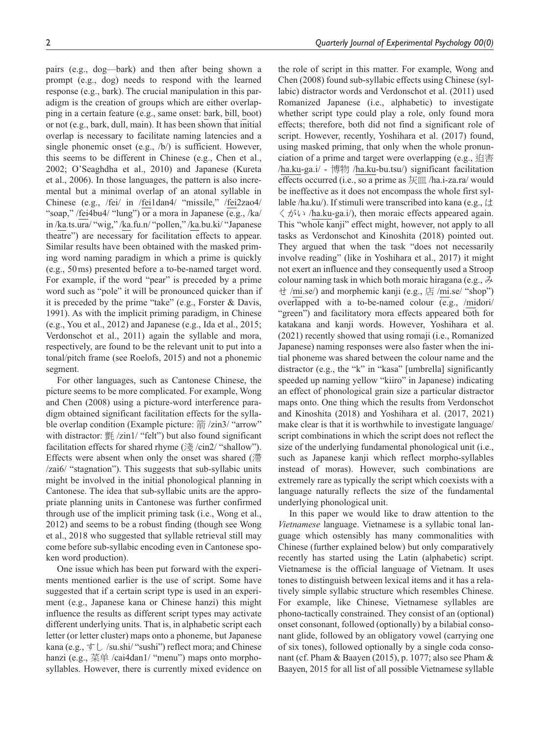pairs (e.g., dog—bark) and then after being shown a prompt (e.g., dog) needs to respond with the learned response (e.g., bark). The crucial manipulation in this paradigm is the creation of groups which are either overlapping in a certain feature (e.g., same onset: bark, bill, boot) or not (e.g., bark, dull, main). It has been shown that initial overlap is necessary to facilitate naming latencies and a single phonemic onset (e.g., /b/) is sufficient. However, this seems to be different in Chinese (e.g., Chen et al., 2002; O'Seaghdha et al., 2010) and Japanese (Kureta et al., 2006). In those languages, the pattern is also incremental but a minimal overlap of an atonal syllable in Chinese (e.g., /fei/ in /fei1dan4/ "missile," /fei2zao4/ "soap," /fei4bu4/ "lung") or a mora in Japanese (e.g., /ka/ in /ka.ts.ura/ "wig," /ka.fu.n/ "pollen," /ka.bu.ki/ "Japanese theatre") are necessary for facilitation effects to appear. Similar results have been obtained with the masked priming word naming paradigm in which a prime is quickly (e.g., 50 ms) presented before a to-be-named target word. For example, if the word "pear" is preceded by a prime word such as "pole" it will be pronounced quicker than if it is preceded by the prime "take" (e.g., Forster & Davis, 1991). As with the implicit priming paradigm, in Chinese (e.g., You et al., 2012) and Japanese (e.g., Ida et al., 2015; Verdonschot et al., 2011) again the syllable and mora, respectively, are found to be the relevant unit to put into a tonal/pitch frame (see Roelofs, 2015) and not a phonemic segment.

For other languages, such as Cantonese Chinese, the picture seems to be more complicated. For example, Wong and Chen (2008) using a picture-word interference paradigm obtained significant facilitation effects for the syllable overlap condition (Example picture: 箭 /zin3/ "arrow" with distractor: 氈 /zin1/ "felt") but also found significant facilitation effects for shared rhyme (淺 /cin2/ "shallow"). Effects were absent when only the onset was shared (滯 /zai6/ "stagnation"). This suggests that sub-syllabic units might be involved in the initial phonological planning in Cantonese. The idea that sub-syllabic units are the appropriate planning units in Cantonese was further confirmed through use of the implicit priming task (i.e., Wong et al., 2012) and seems to be a robust finding (though see Wong et al., 2018 who suggested that syllable retrieval still may come before sub-syllabic encoding even in Cantonese spoken word production).

One issue which has been put forward with the experiments mentioned earlier is the use of script. Some have suggested that if a certain script type is used in an experiment (e.g., Japanese kana or Chinese hanzi) this might influence the results as different script types may activate different underlying units. That is, in alphabetic script each letter (or letter cluster) maps onto a phoneme, but Japanese kana (e.g., すし /su.shi/ "sushi") reflect mora; and Chinese hanzi (e.g., 菜单 /cai4dan1/ "menu") maps onto morphosyllables. However, there is currently mixed evidence on the role of script in this matter. For example, Wong and Chen (2008) found sub-syllabic effects using Chinese (syllabic) distractor words and Verdonschot et al. (2011) used Romanized Japanese (i.e., alphabetic) to investigate whether script type could play a role, only found mora effects; therefore, both did not find a significant role of script. However, recently, Yoshihara et al. (2017) found, using masked priming, that only when the whole pronunciation of a prime and target were overlapping (e.g., 迫害 /ha.ku-ga.i/ - 博物 /ha.ku-bu.tsu/) significant facilitation effects occurred (i.e., so a prime as 灰皿 /ha.i-za.ra/ would be ineffective as it does not encompass the whole first syllable /ha.ku/). If stimuli were transcribed into kana (e.g., はくがい /ha.ku-ga.i/), then moraic effects appeared again. This "whole kanji" effect might, however, not apply to all tasks as Verdonschot and Kinoshita (2018) pointed out. They argued that when the task "does not necessarily involve reading" (like in Yoshihara et al., 2017) it might not exert an influence and they consequently used a Stroop colour naming task in which both moraic hiragana (e.g., みせ /mi.se/) and morphemic kanji (e.g., 店 /mi.se/ "shop") overlapped with a to-be-named colour (e.g., /midori/ "green") and facilitatory mora effects appeared both for katakana and kanji words. However, Yoshihara et al. (2021) recently showed that using romaji (i.e., Romanized Japanese) naming responses were also faster when the initial phoneme was shared between the colour name and the distractor (e.g., the "k" in "kasa" [umbrella] significantly speeded up naming yellow "kiiro" in Japanese) indicating an effect of phonological grain size a particular distractor maps onto. One thing which the results from Verdonschot and Kinoshita (2018) and Yoshihara et al. (2017, 2021) make clear is that it is worthwhile to investigate language/script combinations in which the script does not reflect the size of the underlying fundamental phonological unit (i.e., such as Japanese kanji which reflect morpho-syllables instead of moras). However, such combinations are extremely rare as typically the script which coexists with a language naturally reflects the size of the fundamental underlying phonological unit.

In this paper we would like to draw attention to the *Vietnamese* language. Vietnamese is a syllabic tonal language which ostensibly has many commonalities with Chinese (further explained below) but only comparatively recently has started using the Latin (alphabetic) script. Vietnamese is the official language of Vietnam. It uses tones to distinguish between lexical items and it has a relatively simple syllabic structure which resembles Chinese. For example, like Chinese, Vietnamese syllables are phono-tactically constrained. They consist of an (optional) onset consonant, followed (optionally) by a bilabial consonant glide, followed by an obligatory vowel (carrying one of six tones), followed optionally by a single coda consonant (cf. Pham & Baayen (2015), p. 1077; also see Pham & Baayen, 2015 for all list of all possible Vietnamese syllable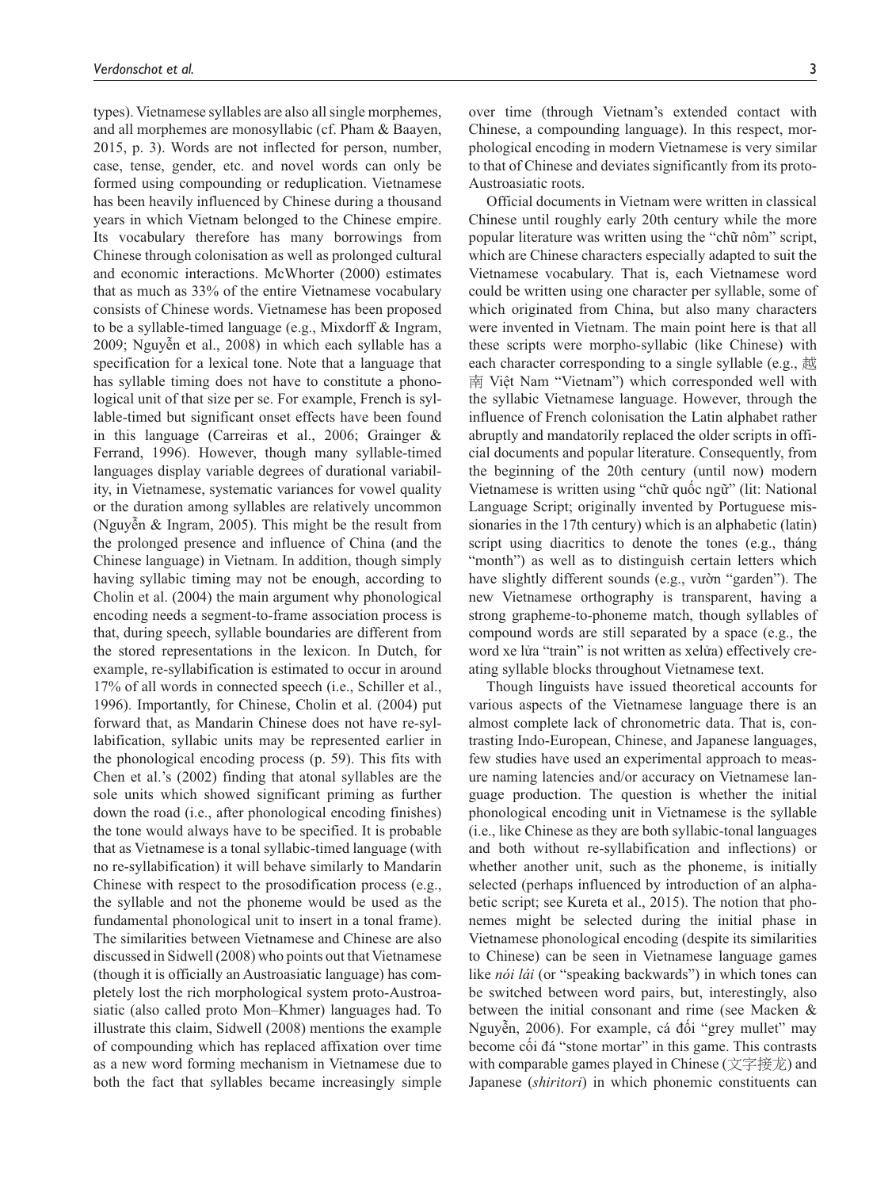types). Vietnamese syllables are also all single morphemes, and all morphemes are monosyllabic (cf. Pham & Baayen, 2015, p. 3). Words are not inflected for person, number, case, tense, gender, etc. and novel words can only be formed using compounding or reduplication. Vietnamese has been heavily influenced by Chinese during a thousand years in which Vietnam belonged to the Chinese empire. Its vocabulary therefore has many borrowings from Chinese through colonisation as well as prolonged cultural and economic interactions. McWhorter (2000) estimates that as much as 33% of the entire Vietnamese vocabulary consists of Chinese words. Vietnamese has been proposed to be a syllable-timed language (e.g., Mixdorff & Ingram, 2009; Nguyễn et al., 2008) in which each syllable has a specification for a lexical tone. Note that a language that has syllable timing does not have to constitute a phonological unit of that size per se. For example, French is syllable-timed but significant onset effects have been found in this language (Carreiras et al., 2006; Grainger & Ferrand, 1996). However, though many syllable-timed languages display variable degrees of durational variability, in Vietnamese, systematic variances for vowel quality or the duration among syllables are relatively uncommon (Nguyễn & Ingram, 2005). This might be the result from the prolonged presence and influence of China (and the Chinese language) in Vietnam. In addition, though simply having syllabic timing may not be enough, according to Cholin et al. (2004) the main argument why phonological encoding needs a segment-to-frame association process is that, during speech, syllable boundaries are different from the stored representations in the lexicon. In Dutch, for example, re-syllabification is estimated to occur in around 17% of all words in connected speech (i.e., Schiller et al., 1996). Importantly, for Chinese, Cholin et al. (2004) put forward that, as Mandarin Chinese does not have re-syllabification, syllabic units may be represented earlier in the phonological encoding process (p. 59). This fits with Chen et al.'s (2002) finding that atonal syllables are the sole units which showed significant priming as further down the road (i.e., after phonological encoding finishes) the tone would always have to be specified. It is probable that as Vietnamese is a tonal syllabic-timed language (with no re-syllabification) it will behave similarly to Mandarin Chinese with respect to the prosodification process (e.g., the syllable and not the phoneme would be used as the fundamental phonological unit to insert in a tonal frame). The similarities between Vietnamese and Chinese are also discussed in Sidwell (2008) who points out that Vietnamese (though it is officially an Austroasiatic language) has completely lost the rich morphological system proto-Austroasiatic (also called proto Mon–Khmer) languages had. To illustrate this claim, Sidwell (2008) mentions the example of compounding which has replaced affixation over time as a new word forming mechanism in Vietnamese due to both the fact that syllables became increasingly simple over time (through Vietnam's extended contact with Chinese, a compounding language). In this respect, morphological encoding in modern Vietnamese is very similar to that of Chinese and deviates significantly from its proto-Austroasiatic roots.

Official documents in Vietnam were written in classical Chinese until roughly early 20th century while the more popular literature was written using the "chữ nôm" script, which are Chinese characters especially adapted to suit the Vietnamese vocabulary. That is, each Vietnamese word could be written using one character per syllable, some of which originated from China, but also many characters were invented in Vietnam. The main point here is that all these scripts were morpho-syllabic (like Chinese) with each character corresponding to a single syllable (e.g., 越南 Việt Nam "Vietnam") which corresponded well with the syllabic Vietnamese language. However, through the influence of French colonisation the Latin alphabet rather abruptly and mandatorily replaced the older scripts in official documents and popular literature. Consequently, from the beginning of the 20th century (until now) modern Vietnamese is written using "chữ quốc ngữ" (lit: National Language Script; originally invented by Portuguese missionaries in the 17th century) which is an alphabetic (latin) script using diacritics to denote the tones (e.g., tháng "month") as well as to distinguish certain letters which have slightly different sounds (e.g., vườn "garden"). The new Vietnamese orthography is transparent, having a strong grapheme-to-phoneme match, though syllables of compound words are still separated by a space (e.g., the word xe lửa "train" is not written as xelửa) effectively creating syllable blocks throughout Vietnamese text.

Though linguists have issued theoretical accounts for various aspects of the Vietnamese language there is an almost complete lack of chronometric data. That is, contrasting Indo-European, Chinese, and Japanese languages, few studies have used an experimental approach to measure naming latencies and/or accuracy on Vietnamese language production. The question is whether the initial phonological encoding unit in Vietnamese is the syllable (i.e., like Chinese as they are both syllabic-tonal languages and both without re-syllabification and inflections) or whether another unit, such as the phoneme, is initially selected (perhaps influenced by introduction of an alphabetic script; see Kureta et al., 2015). The notion that phonemes might be selected during the initial phase in Vietnamese phonological encoding (despite its similarities to Chinese) can be seen in Vietnamese language games like *nói lái* (or "speaking backwards") in which tones can be switched between word pairs, but, interestingly, also between the initial consonant and rime (see Macken & Nguyễn, 2006). For example, cá đối "grey mullet" may become cối đá "stone mortar" in this game. This contrasts with comparable games played in Chinese (文字接龙) and Japanese (*shiritori*) in which phonemic constituents can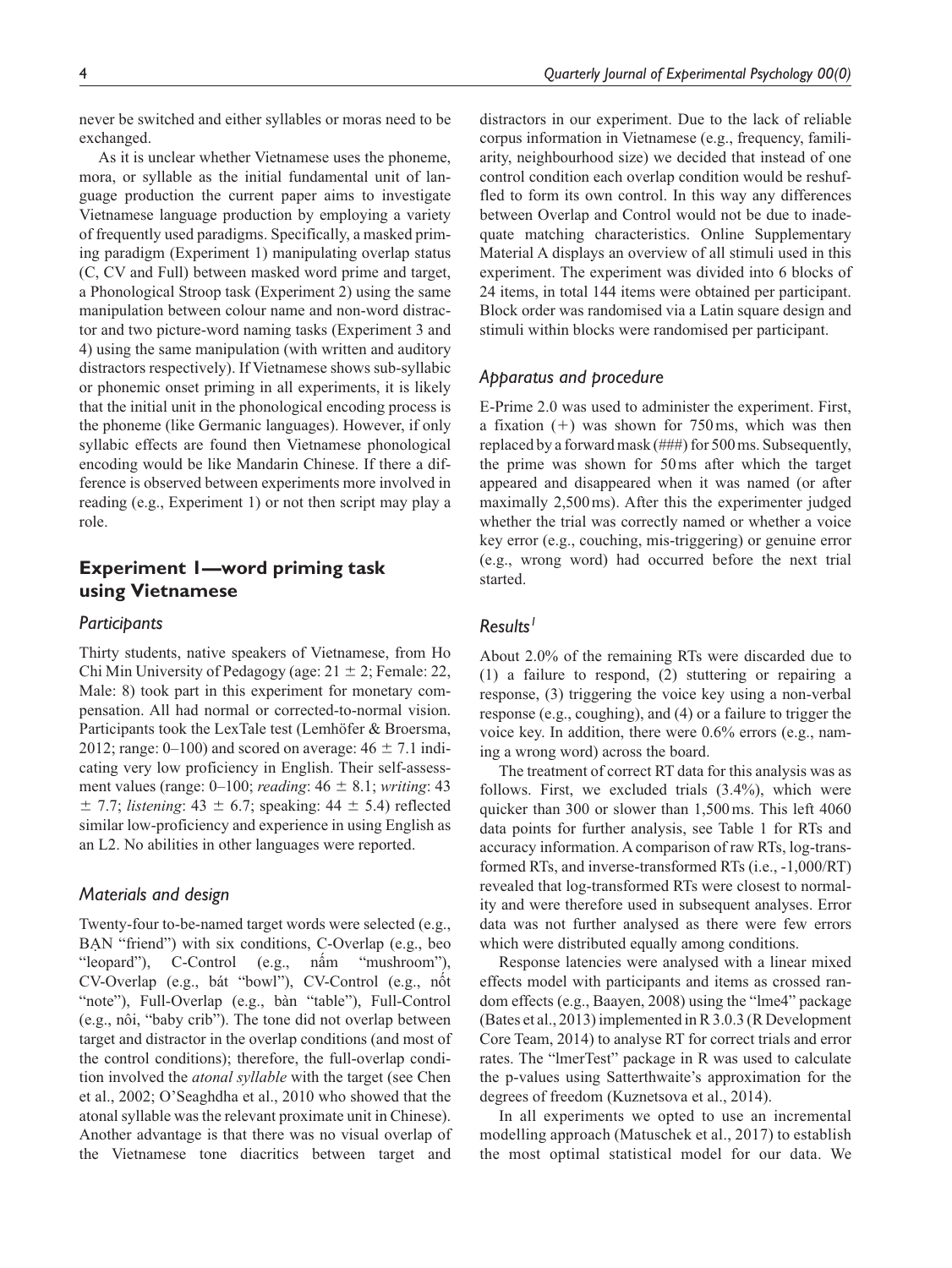never be switched and either syllables or moras need to be exchanged.

As it is unclear whether Vietnamese uses the phoneme, mora, or syllable as the initial fundamental unit of language production the current paper aims to investigate Vietnamese language production by employing a variety of frequently used paradigms. Specifically, a masked priming paradigm (Experiment 1) manipulating overlap status (C, CV and Full) between masked word prime and target, a Phonological Stroop task (Experiment 2) using the same manipulation between colour name and non-word distractor and two picture-word naming tasks (Experiment 3 and 4) using the same manipulation (with written and auditory distractors respectively). If Vietnamese shows sub-syllabic or phonemic onset priming in all experiments, it is likely that the initial unit in the phonological encoding process is the phoneme (like Germanic languages). However, if only syllabic effects are found then Vietnamese phonological encoding would be like Mandarin Chinese. If there a difference is observed between experiments more involved in reading (e.g., Experiment 1) or not then script may play a role.

## Experiment 1—word priming task using Vietnamese

### Participants

Thirty students, native speakers of Vietnamese, from Ho Chi Min University of Pedagogy (age: $21 \pm 2$; Female: 22, Male: 8) took part in this experiment for monetary compensation. All had normal or corrected-to-normal vision. Participants took the LexTale test (Lemhöfer & Broersma, 2012; range: 0–100) and scored on average: $46 \pm 7.1$ indicating very low proficiency in English. Their self-assessment values (range: 0–100; *reading*: $46 \pm 8.1$; *writing*: $43 \pm 7.7$; *listening*: $43 \pm 6.7$; speaking: $44 \pm 5.4$) reflected similar low-proficiency and experience in using English as an L2. No abilities in other languages were reported.

### Materials and design

Twenty-four to-be-named target words were selected (e.g., BẠN "friend") with six conditions, C-Overlap (e.g., beo "leopard"), C-Control (e.g., nấm "mushroom"), CV-Overlap (e.g., bát "bowl"), CV-Control (e.g., nốt "note"), Full-Overlap (e.g., bàn "table"), Full-Control (e.g., nôi, "baby crib"). The tone did not overlap between target and distractor in the overlap conditions (and most of the control conditions); therefore, the full-overlap condition involved the *atonal syllable* with the target (see Chen et al., 2002; O'Seaghdha et al., 2010 who showed that the atonal syllable was the relevant proximate unit in Chinese). Another advantage is that there was no visual overlap of the Vietnamese tone diacritics between target and distractors in our experiment. Due to the lack of reliable corpus information in Vietnamese (e.g., frequency, familiarity, neighbourhood size) we decided that instead of one control condition each overlap condition would be reshuffled to form its own control. In this way any differences between Overlap and Control would not be due to inadequate matching characteristics. Online Supplementary Material A displays an overview of all stimuli used in this experiment. The experiment was divided into 6 blocks of 24 items, in total 144 items were obtained per participant. Block order was randomised via a Latin square design and stimuli within blocks were randomised per participant.

### Apparatus and procedure

E-Prime 2.0 was used to administer the experiment. First, a fixation (+) was shown for 750 ms, which was then replaced by a forward mask (###) for 500 ms. Subsequently, the prime was shown for 50 ms after which the target appeared and disappeared when it was named (or after maximally 2,500 ms). After this the experimenter judged whether the trial was correctly named or whether a voice key error (e.g., couching, mis-triggering) or genuine error (e.g., wrong word) had occurred before the next trial started.

### Results[1]

About 2.0% of the remaining RTs were discarded due to (1) a failure to respond, (2) stuttering or repairing a response, (3) triggering the voice key using a non-verbal response (e.g., coughing), and (4) or a failure to trigger the voice key. In addition, there were 0.6% errors (e.g., naming a wrong word) across the board.

The treatment of correct RT data for this analysis was as follows. First, we excluded trials (3.4%), which were quicker than 300 or slower than 1,500 ms. This left 4060 data points for further analysis, see Table 1 for RTs and accuracy information. A comparison of raw RTs, log-transformed RTs, and inverse-transformed RTs (i.e., -1,000/RT) revealed that log-transformed RTs were closest to normality and were therefore used in subsequent analyses. Error data was not further analysed as there were few errors which were distributed equally among conditions.

Response latencies were analysed with a linear mixed effects model with participants and items as crossed random effects (e.g., Baayen, 2008) using the "lme4" package (Bates et al., 2013) implemented in R 3.0.3 (R Development Core Team, 2014) to analyse RT for correct trials and error rates. The "lmerTest" package in R was used to calculate the p-values using Satterthwaite's approximation for the degrees of freedom (Kuznetsova et al., 2014).

In all experiments we opted to use an incremental modelling approach (Matuschek et al., 2017) to establish the most optimal statistical model for our data. We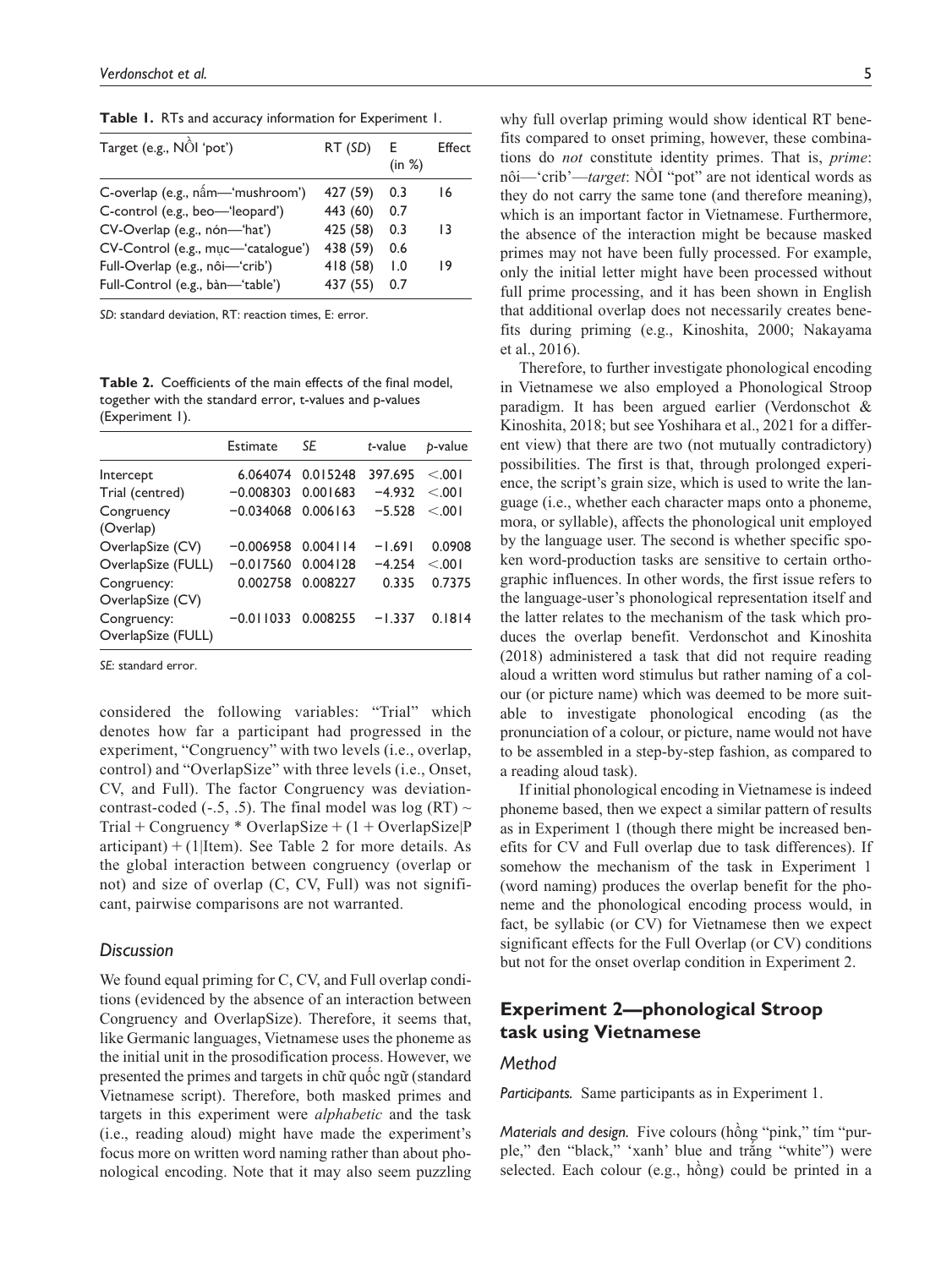**Table 1.** RTs and accuracy information for Experiment 1.

| Target (e.g., NỒI 'pot') | RT (*SD*) | E (in %) | Effect |
|---|---|---|---|
| C-overlap (e.g., nấm—'mushroom') | 427 (59) | 0.3 | 16 |
| C-control (e.g., beo—'leopard') | 443 (60) | 0.7 | |
| CV-Overlap (e.g., nón—'hat') | 425 (58) | 0.3 | 13 |
| CV-Control (e.g., mục—'catalogue') | 438 (59) | 0.6 | |
| Full-Overlap (e.g., nôi—'crib') | 418 (58) | 1.0 | 19 |
| Full-Control (e.g., bàn—'table') | 437 (55) | 0.7 | |

*SD*: standard deviation, RT: reaction times, E: error.

**Table 2.** Coefficients of the main effects of the final model, together with the standard error, t-values and p-values (Experiment 1).

| | Estimate | *SE* | *t*-value | *p*-value |
|---|---|---|---|---|
| Intercept | 6.064074 | 0.015248 | 397.695 | <.001 |
| Trial (centred) | −0.008303 | 0.001683 | −4.932 | <.001 |
| Congruency (Overlap) | −0.034068 | 0.006163 | −5.528 | <.001 |
| OverlapSize (CV) | −0.006958 | 0.004114 | −1.691 | 0.0908 |
| OverlapSize (FULL) | −0.017560 | 0.004128 | −4.254 | <.001 |
| Congruency: OverlapSize (CV) | 0.002758 | 0.008227 | 0.335 | 0.7375 |
| Congruency: OverlapSize (FULL) | −0.011033 | 0.008255 | −1.337 | 0.1814 |

*SE*: standard error.

considered the following variables: "Trial" which denotes how far a participant had progressed in the experiment, "Congruency" with two levels (i.e., overlap, control) and "OverlapSize" with three levels (i.e., Onset, CV, and Full). The factor Congruency was deviation-contrast-coded (-.5, .5). The final model was log (RT) ~ Trial + Congruency * OverlapSize + (1 + OverlapSize|Participant) + (1|Item). See Table 2 for more details. As the global interaction between congruency (overlap or not) and size of overlap (C, CV, Full) was not significant, pairwise comparisons are not warranted.

### *Discussion*

We found equal priming for C, CV, and Full overlap conditions (evidenced by the absence of an interaction between Congruency and OverlapSize). Therefore, it seems that, like Germanic languages, Vietnamese uses the phoneme as the initial unit in the prosodification process. However, we presented the primes and targets in chữ quốc ngữ (standard Vietnamese script). Therefore, both masked primes and targets in this experiment were *alphabetic* and the task (i.e., reading aloud) might have made the experiment's focus more on written word naming rather than about phonological encoding. Note that it may also seem puzzling why full overlap priming would show identical RT benefits compared to onset priming, however, these combinations do *not* constitute identity primes. That is, *prime*: nôi—'crib'—*target*: NỒI "pot" are not identical words as they do not carry the same tone (and therefore meaning), which is an important factor in Vietnamese. Furthermore, the absence of the interaction might be because masked primes may not have been fully processed. For example, only the initial letter might have been processed without full prime processing, and it has been shown in English that additional overlap does not necessarily creates benefits during priming (e.g., Kinoshita, 2000; Nakayama et al., 2016).

Therefore, to further investigate phonological encoding in Vietnamese we also employed a Phonological Stroop paradigm. It has been argued earlier (Verdonschot & Kinoshita, 2018; but see Yoshihara et al., 2021 for a different view) that there are two (not mutually contradictory) possibilities. The first is that, through prolonged experience, the script's grain size, which is used to write the language (i.e., whether each character maps onto a phoneme, mora, or syllable), affects the phonological unit employed by the language user. The second is whether specific spoken word-production tasks are sensitive to certain orthographic influences. In other words, the first issue refers to the language-user's phonological representation itself and the latter relates to the mechanism of the task which produces the overlap benefit. Verdonschot and Kinoshita (2018) administered a task that did not require reading aloud a written word stimulus but rather naming of a colour (or picture name) which was deemed to be more suitable to investigate phonological encoding (as the pronunciation of a colour, or picture, name would not have to be assembled in a step-by-step fashion, as compared to a reading aloud task).

If initial phonological encoding in Vietnamese is indeed phoneme based, then we expect a similar pattern of results as in Experiment 1 (though there might be increased benefits for CV and Full overlap due to task differences). If somehow the mechanism of the task in Experiment 1 (word naming) produces the overlap benefit for the phoneme and the phonological encoding process would, in fact, be syllabic (or CV) for Vietnamese then we expect significant effects for the Full Overlap (or CV) conditions but not for the onset overlap condition in Experiment 2.

## Experiment 2—phonological Stroop task using Vietnamese

### *Method*

*Participants.* Same participants as in Experiment 1.

*Materials and design.* Five colours (hồng "pink," tím "purple," đen "black," 'xanh' blue and trắng "white") were selected. Each colour (e.g., hồng) could be printed in a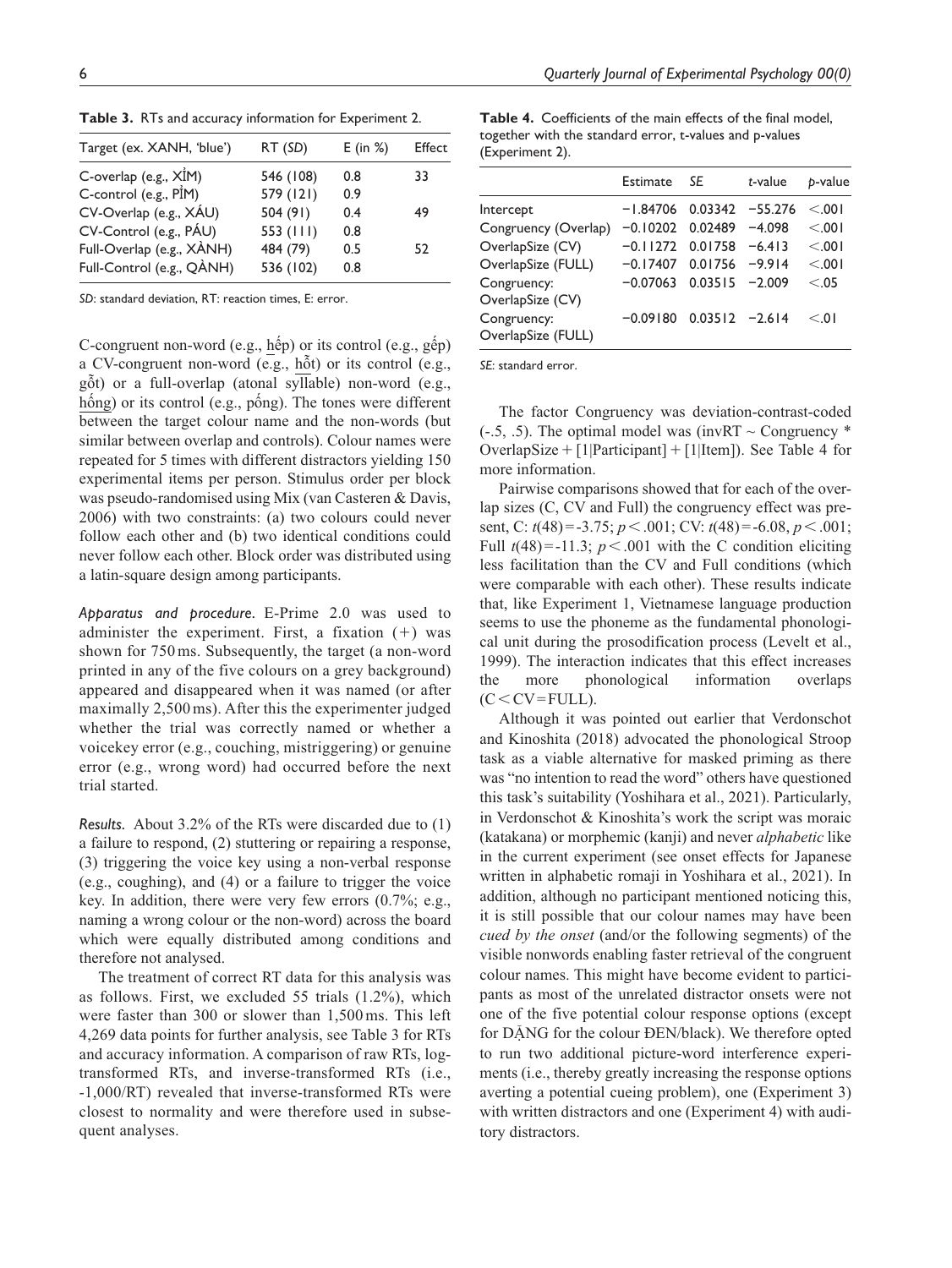**Table 3.** RTs and accuracy information for Experiment 2.

| Target (ex. XANH, 'blue') | RT (*SD*) | E (in %) | Effect |
|---|---|---|---|
| C-overlap (e.g., XỈM) | 546 (108) | 0.8 | 33 |
| C-control (e.g., PỈM) | 579 (121) | 0.9 | |
| CV-Overlap (e.g., XÁU) | 504 (91) | 0.4 | 49 |
| CV-Control (e.g., PÁU) | 553 (111) | 0.8 | |
| Full-Overlap (e.g., XÀNH) | 484 (79) | 0.5 | 52 |
| Full-Control (e.g., QÀNH) | 536 (102) | 0.8 | |

*SD*: standard deviation, RT: reaction times, E: error.

C-congruent non-word (e.g., hếp) or its control (e.g., gếp) a CV-congruent non-word (e.g., hỗt) or its control (e.g., gỗt) or a full-overlap (atonal syllable) non-word (e.g., hống) or its control (e.g., pống). The tones were different between the target colour name and the non-words (but similar between overlap and controls). Colour names were repeated for 5 times with different distractors yielding 150 experimental items per person. Stimulus order per block was pseudo-randomised using Mix (van Casteren & Davis, 2006) with two constraints: (a) two colours could never follow each other and (b) two identical conditions could never follow each other. Block order was distributed using a latin-square design among participants.

*Apparatus and procedure.* E-Prime 2.0 was used to administer the experiment. First, a fixation (+) was shown for 750 ms. Subsequently, the target (a non-word printed in any of the five colours on a grey background) appeared and disappeared when it was named (or after maximally 2,500 ms). After this the experimenter judged whether the trial was correctly named or whether a voicekey error (e.g., couching, mistriggering) or genuine error (e.g., wrong word) had occurred before the next trial started.

*Results.* About 3.2% of the RTs were discarded due to (1) a failure to respond, (2) stuttering or repairing a response, (3) triggering the voice key using a non-verbal response (e.g., coughing), and (4) or a failure to trigger the voice key. In addition, there were very few errors (0.7%; e.g., naming a wrong colour or the non-word) across the board which were equally distributed among conditions and therefore not analysed.

The treatment of correct RT data for this analysis was as follows. First, we excluded 55 trials (1.2%), which were faster than 300 or slower than 1,500 ms. This left 4,269 data points for further analysis, see Table 3 for RTs and accuracy information. A comparison of raw RTs, log-transformed RTs, and inverse-transformed RTs (i.e., -1,000/RT) revealed that inverse-transformed RTs were closest to normality and were therefore used in subsequent analyses.

**Table 4.** Coefficients of the main effects of the final model, together with the standard error, t-values and p-values (Experiment 2).

| | Estimate | *SE* | *t*-value | *p*-value |
|---|---|---|---|---|
| Intercept | −1.84706 | 0.03342 | −55.276 | <.001 |
| Congruency (Overlap) | −0.10202 | 0.02489 | −4.098 | <.001 |
| OverlapSize (CV) | −0.11272 | 0.01758 | −6.413 | <.001 |
| OverlapSize (FULL) | −0.17407 | 0.01756 | −9.914 | <.001 |
| Congruency: OverlapSize (CV) | −0.07063 | 0.03515 | −2.009 | <.05 |
| Congruency: OverlapSize (FULL) | −0.09180 | 0.03512 | −2.614 | <.01 |

*SE*: standard error.

The factor Congruency was deviation-contrast-coded (-.5, .5). The optimal model was (invRT ~ Congruency * OverlapSize + [1|Participant] + [1|Item]). See Table 4 for more information.

Pairwise comparisons showed that for each of the overlap sizes (C, CV and Full) the congruency effect was present, C: $t(48) = -3.75$; $p < .001$; CV: $t(48) = -6.08$, $p < .001$; Full $t(48) = -11.3$; $p < .001$ with the C condition eliciting less facilitation than the CV and Full conditions (which were comparable with each other). These results indicate that, like Experiment 1, Vietnamese language production seems to use the phoneme as the fundamental phonological unit during the prosodification process (Levelt et al., 1999). The interaction indicates that this effect increases the more phonological information overlaps (C < CV = FULL).

Although it was pointed out earlier that Verdonschot and Kinoshita (2018) advocated the phonological Stroop task as a viable alternative for masked priming as there was "no intention to read the word" others have questioned this task's suitability (Yoshihara et al., 2021). Particularly, in Verdonschot & Kinoshita's work the script was moraic (katakana) or morphemic (kanji) and never *alphabetic* like in the current experiment (see onset effects for Japanese written in alphabetic romaji in Yoshihara et al., 2021). In addition, although no participant mentioned noticing this, it is still possible that our colour names may have been *cued by the onset* (and/or the following segments) of the visible nonwords enabling faster retrieval of the congruent colour names. This might have become evident to participants as most of the unrelated distractor onsets were not one of the five potential colour response options (except for DẶNG for the colour ĐEN/black). We therefore opted to run two additional picture-word interference experiments (i.e., thereby greatly increasing the response options averting a potential cueing problem), one (Experiment 3) with written distractors and one (Experiment 4) with auditory distractors.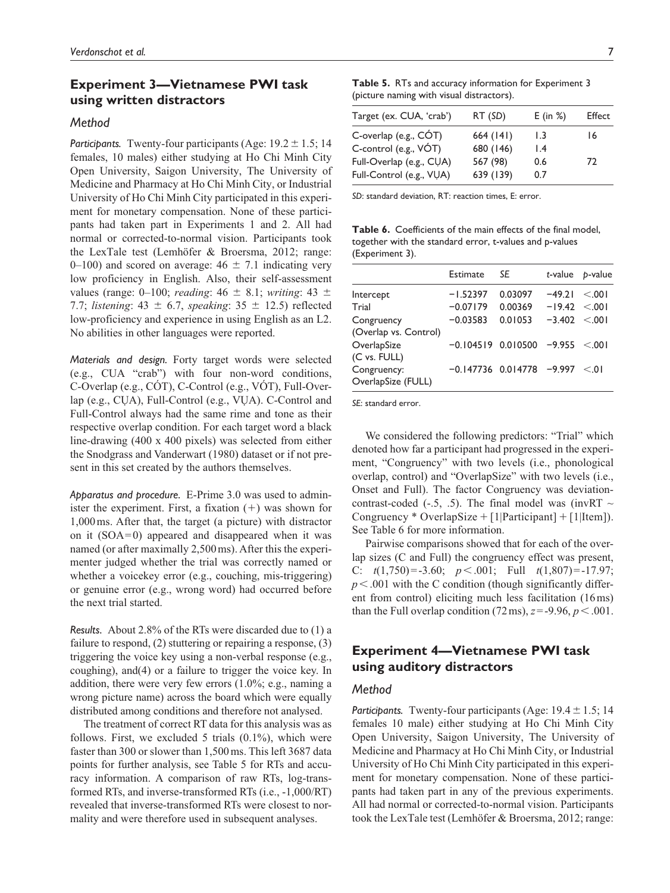## Experiment 3—Vietnamese PWI task using written distractors

### Method

*Participants.* Twenty-four participants (Age: $19.2 \pm 1.5$; 14 females, 10 males) either studying at Ho Chi Minh City Open University, Saigon University, The University of Medicine and Pharmacy at Ho Chi Minh City, or Industrial University of Ho Chi Minh City participated in this experiment for monetary compensation. None of these participants had taken part in Experiments 1 and 2. All had normal or corrected-to-normal vision. Participants took the LexTale test (Lemhöfer & Broersma, 2012; range: 0–100) and scored on average: $46 \pm 7.1$ indicating very low proficiency in English. Also, their self-assessment values (range: 0–100; *reading*: $46 \pm 8.1$; *writing*: $43 \pm 7.7$; *listening*: $43 \pm 6.7$, *speaking*: $35 \pm 12.5$) reflected low-proficiency and experience in using English as an L2. No abilities in other languages were reported.

*Materials and design.* Forty target words were selected (e.g., CUA "crab") with four non-word conditions, C-Overlap (e.g., CÓT), C-Control (e.g., VÓT), Full-Overlap (e.g., CỤA), Full-Control (e.g., VỤA). C-Control and Full-Control always had the same rime and tone as their respective overlap condition. For each target word a black line-drawing (400 x 400 pixels) was selected from either the Snodgrass and Vanderwart (1980) dataset or if not present in this set created by the authors themselves.

*Apparatus and procedure.* E-Prime 3.0 was used to administer the experiment. First, a fixation (+) was shown for 1,000 ms. After that, the target (a picture) with distractor on it (SOA = 0) appeared and disappeared when it was named (or after maximally 2,500 ms). After this the experimenter judged whether the trial was correctly named or whether a voicekey error (e.g., couching, mis-triggering) or genuine error (e.g., wrong word) had occurred before the next trial started.

*Results.* About 2.8% of the RTs were discarded due to (1) a failure to respond, (2) stuttering or repairing a response, (3) triggering the voice key using a non-verbal response (e.g., coughing), and(4) or a failure to trigger the voice key. In addition, there were very few errors (1.0%; e.g., naming a wrong picture name) across the board which were equally distributed among conditions and therefore not analysed.

The treatment of correct RT data for this analysis was as follows. First, we excluded 5 trials (0.1%), which were faster than 300 or slower than 1,500 ms. This left 3687 data points for further analysis, see Table 5 for RTs and accuracy information. A comparison of raw RTs, log-transformed RTs, and inverse-transformed RTs (i.e., -1,000/RT) revealed that inverse-transformed RTs were closest to normality and were therefore used in subsequent analyses.

**Table 5.** RTs and accuracy information for Experiment 3 (picture naming with visual distractors).

| Target (ex. CUA, 'crab') | RT (*SD*) | E (in %) | Effect |
|---|---|---|---|
| C-overlap (e.g., CÓT) | 664 (141) | 1.3 | 16 |
| C-control (e.g., VÓT) | 680 (146) | 1.4 | |
| Full-Overlap (e.g., CỤA) | 567 (98) | 0.6 | 72 |
| Full-Control (e.g., VỤA) | 639 (139) | 0.7 | |

*SD*: standard deviation, RT: reaction times, E: error.

**Table 6.** Coefficients of the main effects of the final model, together with the standard error, t-values and p-values (Experiment 3).

| | Estimate | *SE* | *t*-value | *p*-value |
|---|---|---|---|---|
| Intercept | −1.52397 | 0.03097 | −49.21 | <.001 |
| Trial | −0.07179 | 0.00369 | −19.42 | <.001 |
| Congruency (Overlap vs. Control) | −0.03583 | 0.01053 | −3.402 | <.001 |
| OverlapSize (C vs. FULL) | −0.104519 | 0.010500 | −9.955 | <.001 |
| Congruency: OverlapSize (FULL) | −0.147736 | 0.014778 | −9.997 | <.01 |

*SE*: standard error.

We considered the following predictors: "Trial" which denoted how far a participant had progressed in the experiment, "Congruency" with two levels (i.e., phonological overlap, control) and "OverlapSize" with two levels (i.e., Onset and Full). The factor Congruency was deviation-contrast-coded (-.5, .5). The final model was (invRT ~ Congruency * OverlapSize + [1|Participant] + [1|Item]). See Table 6 for more information.

Pairwise comparisons showed that for each of the overlap sizes (C and Full) the congruency effect was present, C: $t(1,750) = -3.60$; $p < .001$; Full $t(1,807) = -17.97$; $p < .001$ with the C condition (though significantly different from control) eliciting much less facilitation (16 ms) than the Full overlap condition (72 ms), $z = -9.96$, $p < .001$.

## Experiment 4—Vietnamese PWI task using auditory distractors

### Method

*Participants.* Twenty-four participants (Age: $19.4 \pm 1.5$; 14 females 10 male) either studying at Ho Chi Minh City Open University, Saigon University, The University of Medicine and Pharmacy at Ho Chi Minh City, or Industrial University of Ho Chi Minh City participated in this experiment for monetary compensation. None of these participants had taken part in any of the previous experiments. All had normal or corrected-to-normal vision. Participants took the LexTale test (Lemhöfer & Broersma, 2012; range: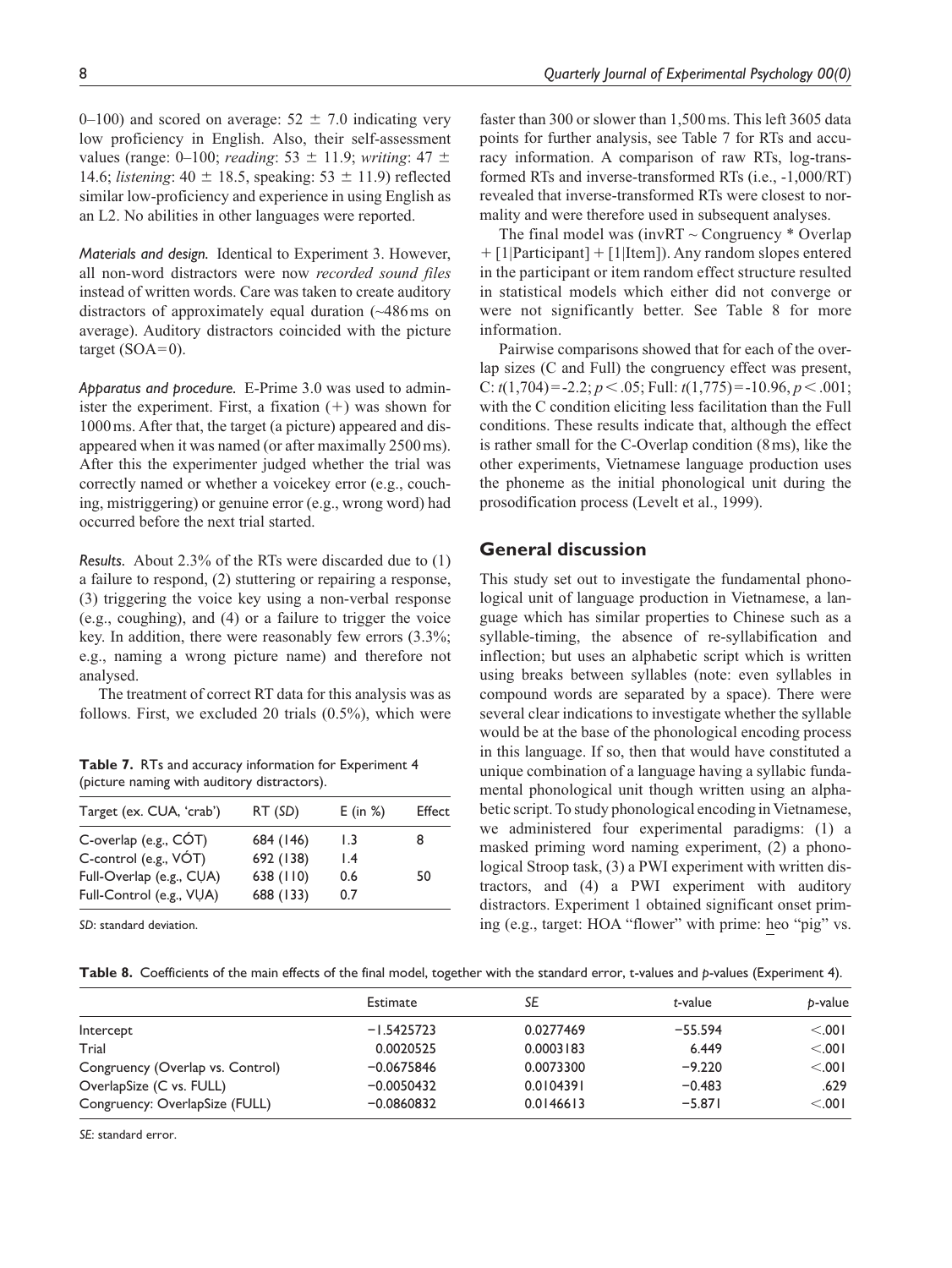0–100) and scored on average: 52 ± 7.0 indicating very low proficiency in English. Also, their self-assessment values (range: 0–100; *reading*: 53 ± 11.9; *writing*: 47 ± 14.6; *listening*: 40 ± 18.5, speaking: 53 ± 11.9) reflected similar low-proficiency and experience in using English as an L2. No abilities in other languages were reported.

*Materials and design.* Identical to Experiment 3. However, all non-word distractors were now *recorded sound files* instead of written words. Care was taken to create auditory distractors of approximately equal duration (~486 ms on average). Auditory distractors coincided with the picture target (SOA = 0).

*Apparatus and procedure.* E-Prime 3.0 was used to administer the experiment. First, a fixation (+) was shown for 1000 ms. After that, the target (a picture) appeared and disappeared when it was named (or after maximally 2500 ms). After this the experimenter judged whether the trial was correctly named or whether a voicekey error (e.g., couching, mistriggering) or genuine error (e.g., wrong word) had occurred before the next trial started.

*Results.* About 2.3% of the RTs were discarded due to (1) a failure to respond, (2) stuttering or repairing a response, (3) triggering the voice key using a non-verbal response (e.g., coughing), and (4) or a failure to trigger the voice key. In addition, there were reasonably few errors (3.3%; e.g., naming a wrong picture name) and therefore not analysed.

The treatment of correct RT data for this analysis was as follows. First, we excluded 20 trials (0.5%), which were faster than 300 or slower than 1,500 ms. This left 3605 data points for further analysis, see Table 7 for RTs and accuracy information. A comparison of raw RTs, log-transformed RTs and inverse-transformed RTs (i.e., -1,000/RT) revealed that inverse-transformed RTs were closest to normality and were therefore used in subsequent analyses.

The final model was (invRT ~ Congruency * Overlap + [1|Participant] + [1|Item]). Any random slopes entered in the participant or item random effect structure resulted in statistical models which either did not converge or were not significantly better. See Table 8 for more information.

Pairwise comparisons showed that for each of the overlap sizes (C and Full) the congruency effect was present, C: $t(1,704) = -2.2$; $p < .05$; Full: $t(1,775) = -10.96$, $p < .001$; with the C condition eliciting less facilitation than the Full conditions. These results indicate that, although the effect is rather small for the C-Overlap condition (8 ms), like the other experiments, Vietnamese language production uses the phoneme as the initial phonological unit during the prosodification process (Levelt et al., 1999).

**Table 7.** RTs and accuracy information for Experiment 4 (picture naming with auditory distractors).

| Target (ex. CUA, 'crab') | RT (*SD*) | E (in %) | Effect |
|---|---|---|---|
| C-overlap (e.g., CÓT) | 684 (146) | 1.3 | 8 |
| C-control (e.g., VÓT) | 692 (138) | 1.4 | |
| Full-Overlap (e.g., CỤA) | 638 (110) | 0.6 | 50 |
| Full-Control (e.g., VỤA) | 688 (133) | 0.7 | |

*SD*: standard deviation.

## General discussion

This study set out to investigate the fundamental phonological unit of language production in Vietnamese, a language which has similar properties to Chinese such as a syllable-timing, the absence of re-syllabification and inflection; but uses an alphabetic script which is written using breaks between syllables (note: even syllables in compound words are separated by a space). There were several clear indications to investigate whether the syllable would be at the base of the phonological encoding process in this language. If so, then that would have constituted a unique combination of a language having a syllabic fundamental phonological unit though written using an alphabetic script. To study phonological encoding in Vietnamese, we administered four experimental paradigms: (1) a masked priming word naming experiment, (2) a phonological Stroop task, (3) a PWI experiment with written distractors, and (4) a PWI experiment with auditory distractors. Experiment 1 obtained significant onset priming (e.g., target: HOA "flower" with prime: heo "pig" vs.

**Table 8.** Coefficients of the main effects of the final model, together with the standard error, t-values and *p*-values (Experiment 4).

| | Estimate | *SE* | *t*-value | *p*-value |
|---|---|---|---|---|
| Intercept | −1.5425723 | 0.0277469 | −55.594 | <.001 |
| Trial | 0.0020525 | 0.0003183 | 6.449 | <.001 |
| Congruency (Overlap vs. Control) | −0.0675846 | 0.0073300 | −9.220 | <.001 |
| OverlapSize (C vs. FULL) | −0.0050432 | 0.0104391 | −0.483 | .629 |
| Congruency: OverlapSize (FULL) | −0.0860832 | 0.0146613 | −5.871 | <.001 |

*SE*: standard error.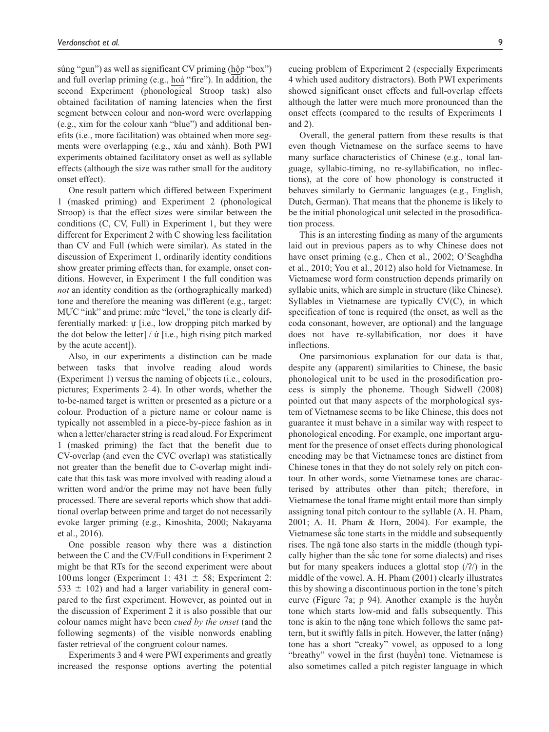súng "gun") as well as significant CV priming (hộp "box") and full overlap priming (e.g., hoả "fire"). In addition, the second Experiment (phonological Stroop task) also obtained facilitation of naming latencies when the first segment between colour and non-word were overlapping (e.g., xim for the colour xanh "blue") and additional benefits (i.e., more facilitation) was obtained when more segments were overlapping (e.g., xáu and xành). Both PWI experiments obtained facilitatory onset as well as syllable effects (although the size was rather small for the auditory onset effect).

One result pattern which differed between Experiment 1 (masked priming) and Experiment 2 (phonological Stroop) is that the effect sizes were similar between the conditions (C, CV, Full) in Experiment 1, but they were different for Experiment 2 with C showing less facilitation than CV and Full (which were similar). As stated in the discussion of Experiment 1, ordinarily identity conditions show greater priming effects than, for example, onset conditions. However, in Experiment 1 the full condition was *not* an identity condition as the (orthographically marked) tone and therefore the meaning was different (e.g., target: MỰC "ink" and prime: mức "level," the tone is clearly differentially marked: ự [i.e., low dropping pitch marked by the dot below the letter] / ứ [i.e., high rising pitch marked by the acute accent]).

Also, in our experiments a distinction can be made between tasks that involve reading aloud words (Experiment 1) versus the naming of objects (i.e., colours, pictures; Experiments 2–4). In other words, whether the to-be-named target is written or presented as a picture or a colour. Production of a picture name or colour name is typically not assembled in a piece-by-piece fashion as in when a letter/character string is read aloud. For Experiment 1 (masked priming) the fact that the benefit due to CV-overlap (and even the CVC overlap) was statistically not greater than the benefit due to C-overlap might indicate that this task was more involved with reading aloud a written word and/or the prime may not have been fully processed. There are several reports which show that additional overlap between prime and target do not necessarily evoke larger priming (e.g., Kinoshita, 2000; Nakayama et al., 2016).

One possible reason why there was a distinction between the C and the CV/Full conditions in Experiment 2 might be that RTs for the second experiment were about 100 ms longer (Experiment 1: 431 $\pm$ 58; Experiment 2: 533 $\pm$ 102) and had a larger variability in general compared to the first experiment. However, as pointed out in the discussion of Experiment 2 it is also possible that our colour names might have been *cued by the onset* (and the following segments) of the visible nonwords enabling faster retrieval of the congruent colour names.

Experiments 3 and 4 were PWI experiments and greatly increased the response options averting the potential cueing problem of Experiment 2 (especially Experiments 4 which used auditory distractors). Both PWI experiments showed significant onset effects and full-overlap effects although the latter were much more pronounced than the onset effects (compared to the results of Experiments 1 and 2).

Overall, the general pattern from these results is that even though Vietnamese on the surface seems to have many surface characteristics of Chinese (e.g., tonal language, syllabic-timing, no re-syllabification, no inflections), at the core of how phonology is constructed it behaves similarly to Germanic languages (e.g., English, Dutch, German). That means that the phoneme is likely to be the initial phonological unit selected in the prosodification process.

This is an interesting finding as many of the arguments laid out in previous papers as to why Chinese does not have onset priming (e.g., Chen et al., 2002; O'Seaghdha et al., 2010; You et al., 2012) also hold for Vietnamese. In Vietnamese word form construction depends primarily on syllabic units, which are simple in structure (like Chinese). Syllables in Vietnamese are typically CV(C), in which specification of tone is required (the onset, as well as the coda consonant, however, are optional) and the language does not have re-syllabification, nor does it have inflections.

One parsimonious explanation for our data is that, despite any (apparent) similarities to Chinese, the basic phonological unit to be used in the prosodification process is simply the phoneme. Though Sidwell (2008) pointed out that many aspects of the morphological system of Vietnamese seems to be like Chinese, this does not guarantee it must behave in a similar way with respect to phonological encoding. For example, one important argument for the presence of onset effects during phonological encoding may be that Vietnamese tones are distinct from Chinese tones in that they do not solely rely on pitch contour. In other words, some Vietnamese tones are characterised by attributes other than pitch; therefore, in Vietnamese the tonal frame might entail more than simply assigning tonal pitch contour to the syllable (A. H. Pham, 2001; A. H. Pham & Horn, 2004). For example, the Vietnamese sắc tone starts in the middle and subsequently rises. The ngã tone also starts in the middle (though typically higher than the sắc tone for some dialects) and rises but for many speakers induces a glottal stop (/ʔ/) in the middle of the vowel. A. H. Pham (2001) clearly illustrates this by showing a discontinuous portion in the tone's pitch curve (Figure 7a; p 94). Another example is the huyền tone which starts low-mid and falls subsequently. This tone is akin to the nặng tone which follows the same pattern, but it swiftly falls in pitch. However, the latter (nặng) tone has a short "creaky" vowel, as opposed to a long "breathy" vowel in the first (huyền) tone. Vietnamese is also sometimes called a pitch register language in which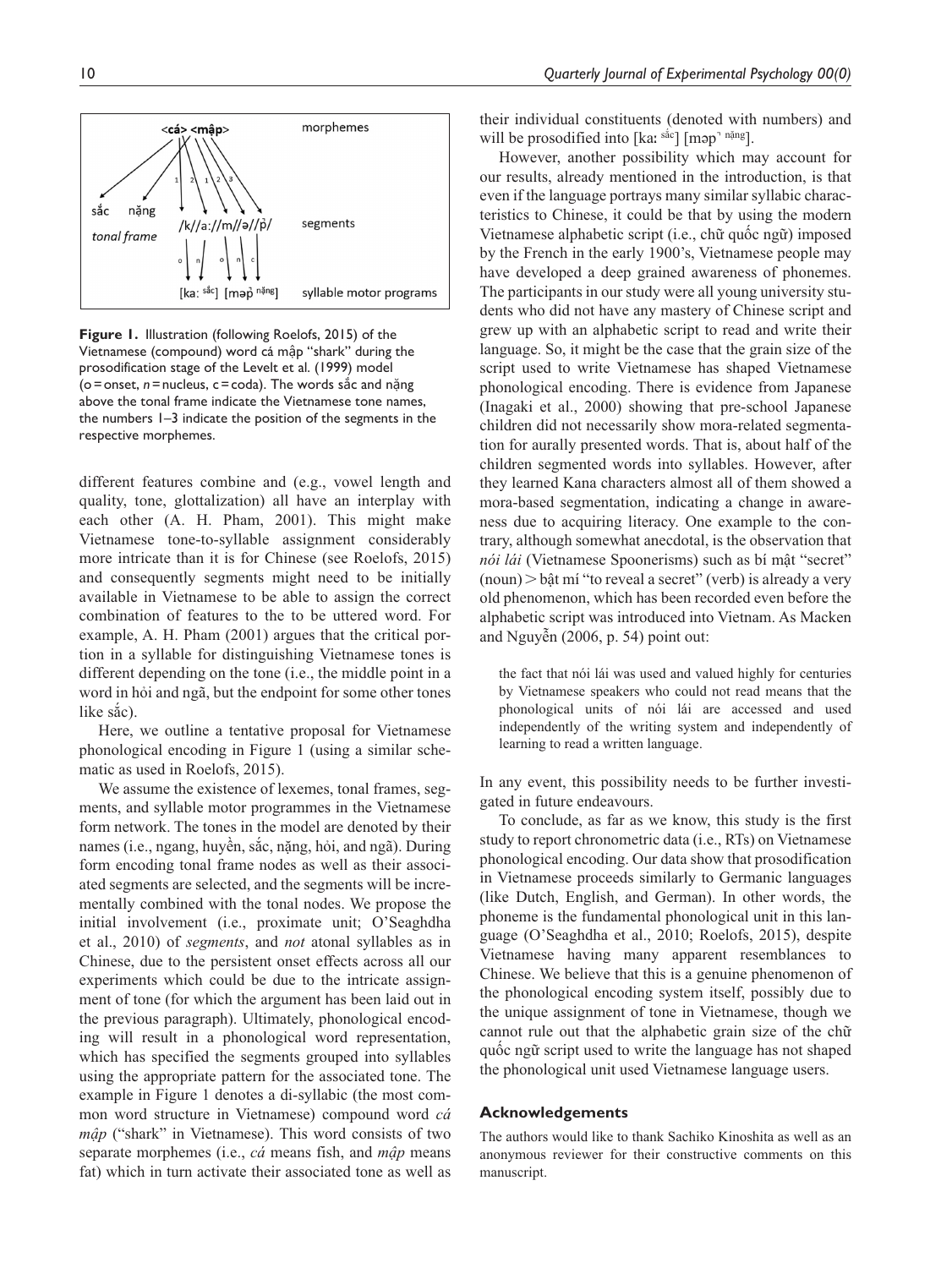Figure 1. Illustration (following Roelofs, 2015) of the Vietnamese (compound) word cá mập "shark" during the prosodification stage of the Levelt et al. (1999) model (o = onset, *n* = nucleus, c = coda). The words sắc and nặng above the tonal frame indicate the Vietnamese tone names, the numbers 1–3 indicate the position of the segments in the respective morphemes.

different features combine and (e.g., vowel length and quality, tone, glottalization) all have an interplay with each other (A. H. Pham, 2001). This might make Vietnamese tone-to-syllable assignment considerably more intricate than it is for Chinese (see Roelofs, 2015) and consequently segments might need to be initially available in Vietnamese to be able to assign the correct combination of features to the to be uttered word. For example, A. H. Pham (2001) argues that the critical portion in a syllable for distinguishing Vietnamese tones is different depending on the tone (i.e., the middle point in a word in hỏi and ngã, but the endpoint for some other tones like sắc).

Here, we outline a tentative proposal for Vietnamese phonological encoding in Figure 1 (using a similar schematic as used in Roelofs, 2015).

We assume the existence of lexemes, tonal frames, segments, and syllable motor programmes in the Vietnamese form network. The tones in the model are denoted by their names (i.e., ngang, huyền, sắc, nặng, hỏi, and ngã). During form encoding tonal frame nodes as well as their associated segments are selected, and the segments will be incrementally combined with the tonal nodes. We propose the initial involvement (i.e., proximate unit; O'Seaghdha et al., 2010) of *segments*, and *not* atonal syllables as in Chinese, due to the persistent onset effects across all our experiments which could be due to the intricate assignment of tone (for which the argument has been laid out in the previous paragraph). Ultimately, phonological encoding will result in a phonological word representation, which has specified the segments grouped into syllables using the appropriate pattern for the associated tone. The example in Figure 1 denotes a di-syllabic (the most common word structure in Vietnamese) compound word *cá mập* ("shark" in Vietnamese). This word consists of two separate morphemes (i.e., *cá* means fish, and *mập* means fat) which in turn activate their associated tone as well as their individual constituents (denoted with numbers) and will be prosodified into [kaː $^{\text{sắc}}$] [məp̚ $^{\text{nặng}}$].

However, another possibility which may account for our results, already mentioned in the introduction, is that even if the language portrays many similar syllabic characteristics to Chinese, it could be that by using the modern Vietnamese alphabetic script (i.e., chữ quốc ngữ) imposed by the French in the early 1900's, Vietnamese people may have developed a deep grained awareness of phonemes. The participants in our study were all young university students who did not have any mastery of Chinese script and grew up with an alphabetic script to read and write their language. So, it might be the case that the grain size of the script used to write Vietnamese has shaped Vietnamese phonological encoding. There is evidence from Japanese (Inagaki et al., 2000) showing that pre-school Japanese children did not necessarily show mora-related segmentation for aurally presented words. That is, about half of the children segmented words into syllables. However, after they learned Kana characters almost all of them showed a mora-based segmentation, indicating a change in awareness due to acquiring literacy. One example to the contrary, although somewhat anecdotal, is the observation that *nói lái* (Vietnamese Spoonerisms) such as bí mật "secret" (noun) > bật mí "to reveal a secret" (verb) is already a very old phenomenon, which has been recorded even before the alphabetic script was introduced into Vietnam. As Macken and Nguyễn (2006, p. 54) point out:

> the fact that nói lái was used and valued highly for centuries by Vietnamese speakers who could not read means that the phonological units of nói lái are accessed and used independently of the writing system and independently of learning to read a written language.

In any event, this possibility needs to be further investigated in future endeavours.

To conclude, as far as we know, this study is the first study to report chronometric data (i.e., RTs) on Vietnamese phonological encoding. Our data show that prosodification in Vietnamese proceeds similarly to Germanic languages (like Dutch, English, and German). In other words, the phoneme is the fundamental phonological unit in this language (O'Seaghdha et al., 2010; Roelofs, 2015), despite Vietnamese having many apparent resemblances to Chinese. We believe that this is a genuine phenomenon of the phonological encoding system itself, possibly due to the unique assignment of tone in Vietnamese, though we cannot rule out that the alphabetic grain size of the chữ quốc ngữ script used to write the language has not shaped the phonological unit used Vietnamese language users.

## Acknowledgements

The authors would like to thank Sachiko Kinoshita as well as an anonymous reviewer for their constructive comments on this manuscript.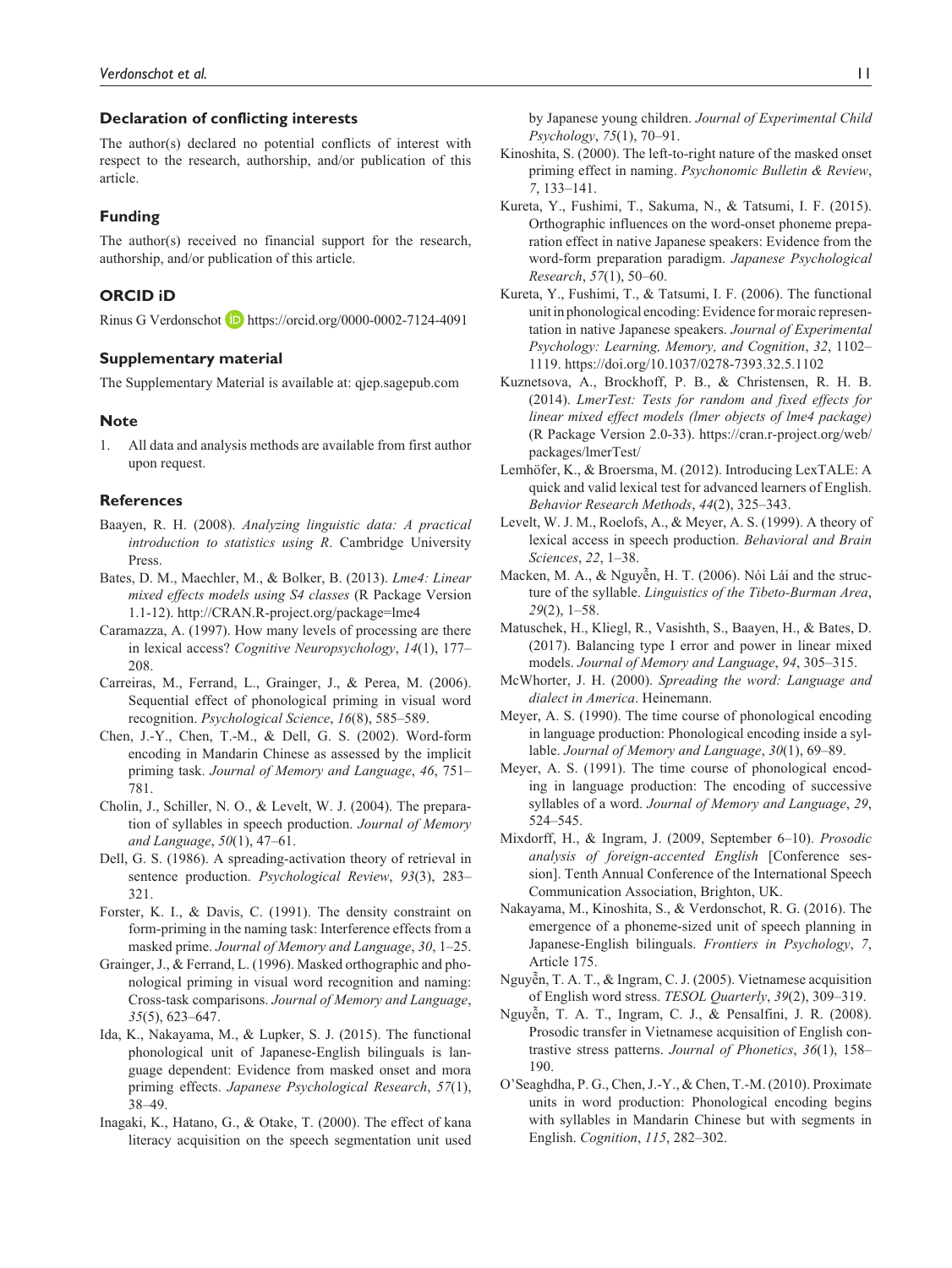## Declaration of conflicting interests

The author(s) declared no potential conflicts of interest with respect to the research, authorship, and/or publication of this article.

## Funding

The author(s) received no financial support for the research, authorship, and/or publication of this article.

## ORCID iD

Rinus G Verdonschot https://orcid.org/0000-0002-7124-4091

## Supplementary material

The Supplementary Material is available at: qjep.sagepub.com

## Note

1. All data and analysis methods are available from first author upon request.

## References

Baayen, R. H. (2008). *Analyzing linguistic data: A practical introduction to statistics using R*. Cambridge University Press.

Bates, D. M., Maechler, M., & Bolker, B. (2013). *Lme4: Linear mixed effects models using S4 classes* (R Package Version 1.1-12). http://CRAN.R-project.org/package=lme4

Caramazza, A. (1997). How many levels of processing are there in lexical access? *Cognitive Neuropsychology*, *14*(1), 177–208.

Carreiras, M., Ferrand, L., Grainger, J., & Perea, M. (2006). Sequential effect of phonological priming in visual word recognition. *Psychological Science*, *16*(8), 585–589.

Chen, J.-Y., Chen, T.-M., & Dell, G. S. (2002). Word-form encoding in Mandarin Chinese as assessed by the implicit priming task. *Journal of Memory and Language*, *46*, 751–781.

Cholin, J., Schiller, N. O., & Levelt, W. J. (2004). The preparation of syllables in speech production. *Journal of Memory and Language*, *50*(1), 47–61.

Dell, G. S. (1986). A spreading-activation theory of retrieval in sentence production. *Psychological Review*, *93*(3), 283–321.

Forster, K. I., & Davis, C. (1991). The density constraint on form-priming in the naming task: Interference effects from a masked prime. *Journal of Memory and Language*, *30*, 1–25.

Grainger, J., & Ferrand, L. (1996). Masked orthographic and phonological priming in visual word recognition and naming: Cross-task comparisons. *Journal of Memory and Language*, *35*(5), 623–647.

Ida, K., Nakayama, M., & Lupker, S. J. (2015). The functional phonological unit of Japanese-English bilinguals is language dependent: Evidence from masked onset and mora priming effects. *Japanese Psychological Research*, *57*(1), 38–49.

Inagaki, K., Hatano, G., & Otake, T. (2000). The effect of kana literacy acquisition on the speech segmentation unit used by Japanese young children. *Journal of Experimental Child Psychology*, *75*(1), 70–91.

Kinoshita, S. (2000). The left-to-right nature of the masked onset priming effect in naming. *Psychonomic Bulletin & Review*, *7*, 133–141.

Kureta, Y., Fushimi, T., Sakuma, N., & Tatsumi, I. F. (2015). Orthographic influences on the word-onset phoneme preparation effect in native Japanese speakers: Evidence from the word-form preparation paradigm. *Japanese Psychological Research*, *57*(1), 50–60.

Kureta, Y., Fushimi, T., & Tatsumi, I. F. (2006). The functional unit in phonological encoding: Evidence for moraic representation in native Japanese speakers. *Journal of Experimental Psychology: Learning, Memory, and Cognition*, *32*, 1102–1119. https://doi.org/10.1037/0278-7393.32.5.1102

Kuznetsova, A., Brockhoff, P. B., & Christensen, R. H. B. (2014). *LmerTest: Tests for random and fixed effects for linear mixed effect models (lmer objects of lme4 package)* (R Package Version 2.0-33). https://cran.r-project.org/web/packages/lmerTest/

Lemhöfer, K., & Broersma, M. (2012). Introducing LexTALE: A quick and valid lexical test for advanced learners of English. *Behavior Research Methods*, *44*(2), 325–343.

Levelt, W. J. M., Roelofs, A., & Meyer, A. S. (1999). A theory of lexical access in speech production. *Behavioral and Brain Sciences*, *22*, 1–38.

Macken, M. A., & Nguyễn, H. T. (2006). Nói Lái and the structure of the syllable. *Linguistics of the Tibeto-Burman Area*, *29*(2), 1–58.

Matuschek, H., Kliegl, R., Vasishth, S., Baayen, H., & Bates, D. (2017). Balancing type I error and power in linear mixed models. *Journal of Memory and Language*, *94*, 305–315.

McWhorter, J. H. (2000). *Spreading the word: Language and dialect in America*. Heinemann.

Meyer, A. S. (1990). The time course of phonological encoding in language production: Phonological encoding inside a syllable. *Journal of Memory and Language*, *30*(1), 69–89.

Meyer, A. S. (1991). The time course of phonological encoding in language production: The encoding of successive syllables of a word. *Journal of Memory and Language*, *29*, 524–545.

Mixdorff, H., & Ingram, J. (2009, September 6–10). *Prosodic analysis of foreign-accented English* [Conference session]. Tenth Annual Conference of the International Speech Communication Association, Brighton, UK.

Nakayama, M., Kinoshita, S., & Verdonschot, R. G. (2016). The emergence of a phoneme-sized unit of speech planning in Japanese-English bilinguals. *Frontiers in Psychology*, *7*, Article 175.

Nguyễn, T. A. T., & Ingram, C. J. (2005). Vietnamese acquisition of English word stress. *TESOL Quarterly*, *39*(2), 309–319.

Nguyễn, T. A. T., Ingram, C. J., & Pensalfini, J. R. (2008). Prosodic transfer in Vietnamese acquisition of English contrastive stress patterns. *Journal of Phonetics*, *36*(1), 158–190.

O'Seaghdha, P. G., Chen, J.-Y., & Chen, T.-M. (2010). Proximate units in word production: Phonological encoding begins with syllables in Mandarin Chinese but with segments in English. *Cognition*, *115*, 282–302.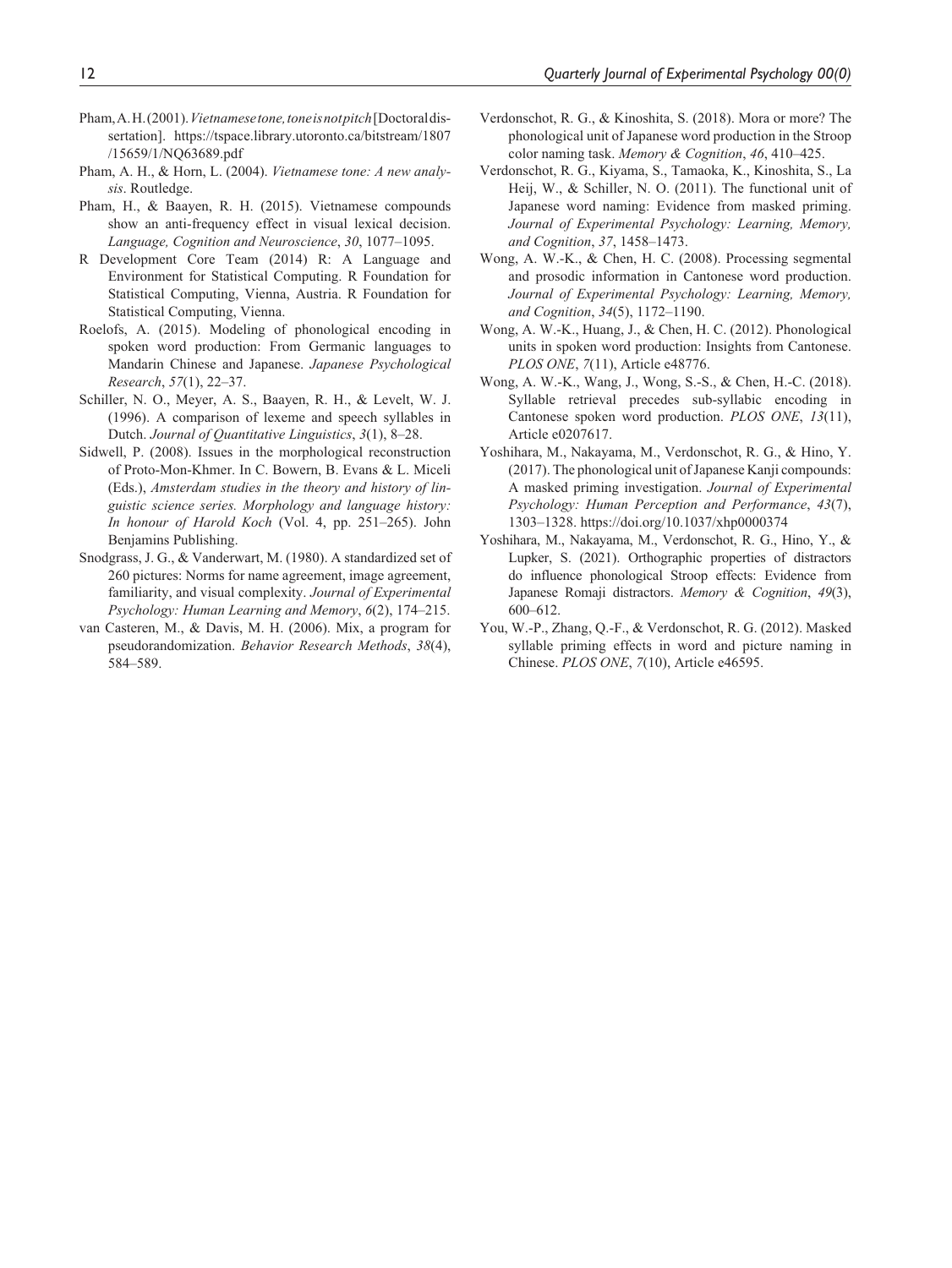Pham, A. H. (2001). *Vietnamese tone, tone is not pitch* [Doctoral dissertation]. https://tspace.library.utoronto.ca/bitstream/1807/15659/1/NQ63689.pdf

Pham, A. H., & Horn, L. (2004). *Vietnamese tone: A new analysis*. Routledge.

Pham, H., & Baayen, R. H. (2015). Vietnamese compounds show an anti-frequency effect in visual lexical decision. *Language, Cognition and Neuroscience*, *30*, 1077–1095.

R Development Core Team (2014) R: A Language and Environment for Statistical Computing. R Foundation for Statistical Computing, Vienna, Austria. R Foundation for Statistical Computing, Vienna.

Roelofs, A. (2015). Modeling of phonological encoding in spoken word production: From Germanic languages to Mandarin Chinese and Japanese. *Japanese Psychological Research*, *57*(1), 22–37.

Schiller, N. O., Meyer, A. S., Baayen, R. H., & Levelt, W. J. (1996). A comparison of lexeme and speech syllables in Dutch. *Journal of Quantitative Linguistics*, *3*(1), 8–28.

Sidwell, P. (2008). Issues in the morphological reconstruction of Proto-Mon-Khmer. In C. Bowern, B. Evans & L. Miceli (Eds.), *Amsterdam studies in the theory and history of linguistic science series. Morphology and language history: In honour of Harold Koch* (Vol. 4, pp. 251–265). John Benjamins Publishing.

Snodgrass, J. G., & Vanderwart, M. (1980). A standardized set of 260 pictures: Norms for name agreement, image agreement, familiarity, and visual complexity. *Journal of Experimental Psychology: Human Learning and Memory*, *6*(2), 174–215.

van Casteren, M., & Davis, M. H. (2006). Mix, a program for pseudorandomization. *Behavior Research Methods*, *38*(4), 584–589.

Verdonschot, R. G., & Kinoshita, S. (2018). Mora or more? The phonological unit of Japanese word production in the Stroop color naming task. *Memory & Cognition*, *46*, 410–425.

Verdonschot, R. G., Kiyama, S., Tamaoka, K., Kinoshita, S., La Heij, W., & Schiller, N. O. (2011). The functional unit of Japanese word naming: Evidence from masked priming. *Journal of Experimental Psychology: Learning, Memory, and Cognition*, *37*, 1458–1473.

Wong, A. W.-K., & Chen, H. C. (2008). Processing segmental and prosodic information in Cantonese word production. *Journal of Experimental Psychology: Learning, Memory, and Cognition*, *34*(5), 1172–1190.

Wong, A. W.-K., Huang, J., & Chen, H. C. (2012). Phonological units in spoken word production: Insights from Cantonese. *PLOS ONE*, *7*(11), Article e48776.

Wong, A. W.-K., Wang, J., Wong, S.-S., & Chen, H.-C. (2018). Syllable retrieval precedes sub-syllabic encoding in Cantonese spoken word production. *PLOS ONE*, *13*(11), Article e0207617.

Yoshihara, M., Nakayama, M., Verdonschot, R. G., & Hino, Y. (2017). The phonological unit of Japanese Kanji compounds: A masked priming investigation. *Journal of Experimental Psychology: Human Perception and Performance*, *43*(7), 1303–1328. https://doi.org/10.1037/xhp0000374

Yoshihara, M., Nakayama, M., Verdonschot, R. G., Hino, Y., & Lupker, S. (2021). Orthographic properties of distractors do influence phonological Stroop effects: Evidence from Japanese Romaji distractors. *Memory & Cognition*, *49*(3), 600–612.

You, W.-P., Zhang, Q.-F., & Verdonschot, R. G. (2012). Masked syllable priming effects in word and picture naming in Chinese. *PLOS ONE*, *7*(10), Article e46595.